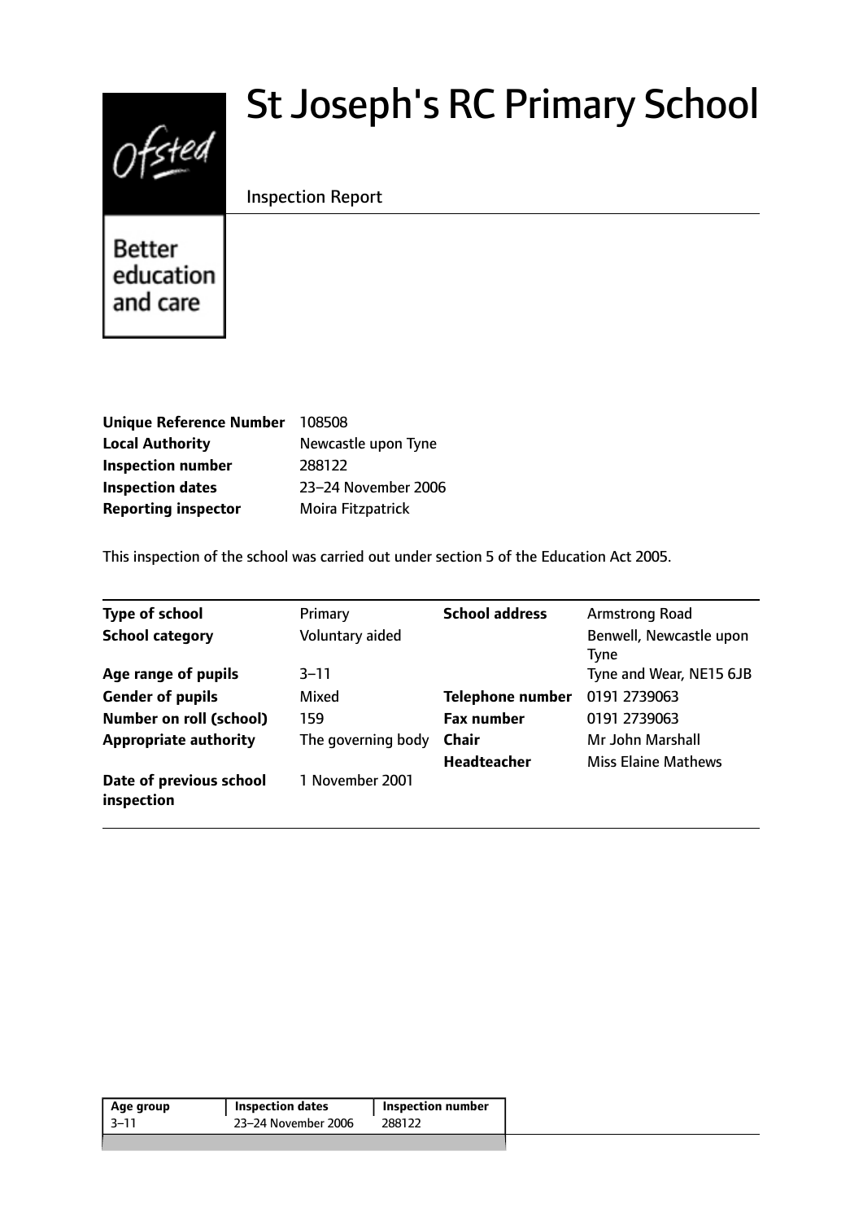# St Joseph's RC Primary School

Inspection Report

| | |
|---|---|
| **Unique Reference Number** | 108508 |
| **Local Authority** | Newcastle upon Tyne |
| **Inspection number** | 288122 |
| **Inspection dates** | 23–24 November 2006 |
| **Reporting inspector** | Moira Fitzpatrick |

This inspection of the school was carried out under section 5 of the Education Act 2005.

| | | | |
|---|---|---|---|
| **Type of school** | Primary | **School address** | Armstrong Road |
| **School category** | Voluntary aided | | Benwell, Newcastle upon Tyne |
| **Age range of pupils** | 3–11 | | Tyne and Wear, NE15 6JB |
| **Gender of pupils** | Mixed | **Telephone number** | 0191 2739063 |
| **Number on roll (school)** | 159 | **Fax number** | 0191 2739063 |
| **Appropriate authority** | The governing body | **Chair** | Mr John Marshall |
| | | **Headteacher** | Miss Elaine Mathews |
| **Date of previous school inspection** | 1 November 2001 | | |

| Age group | Inspection dates | Inspection number |
|---|---|---|
| 3–11 | 23–24 November 2006 | 288122 |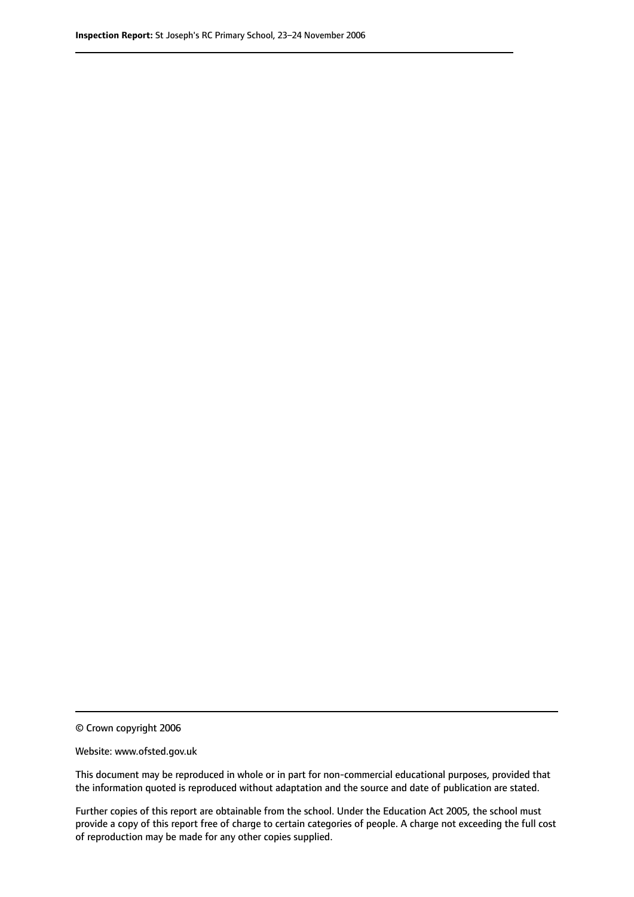© Crown copyright 2006

Website: www.ofsted.gov.uk

This document may be reproduced in whole or in part for non-commercial educational purposes, provided that the information quoted is reproduced without adaptation and the source and date of publication are stated.

Further copies of this report are obtainable from the school. Under the Education Act 2005, the school must provide a copy of this report free of charge to certain categories of people. A charge not exceeding the full cost of reproduction may be made for any other copies supplied.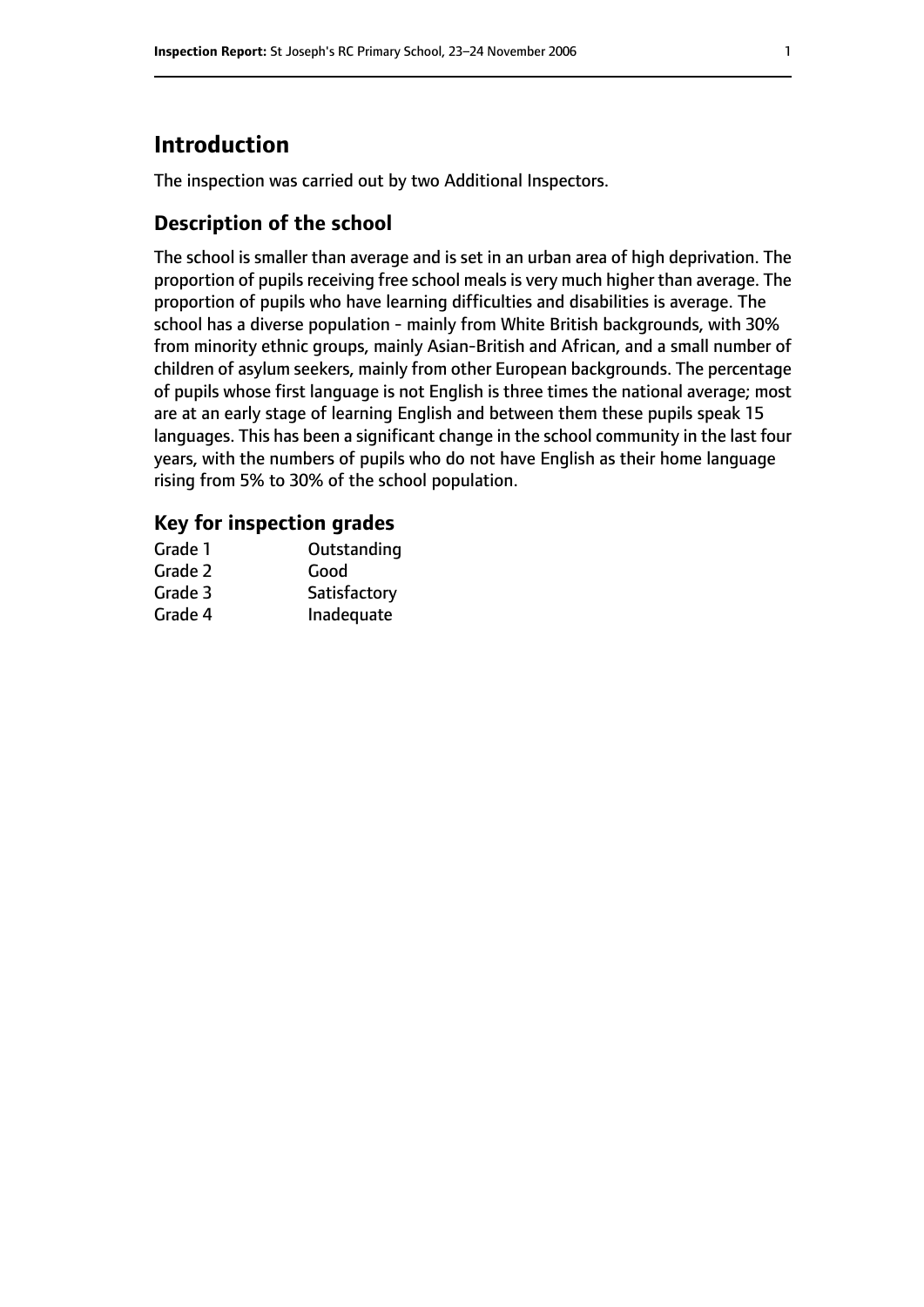# Introduction

The inspection was carried out by two Additional Inspectors.

## Description of the school

The school is smaller than average and is set in an urban area of high deprivation. The proportion of pupils receiving free school meals is very much higher than average. The proportion of pupils who have learning difficulties and disabilities is average. The school has a diverse population - mainly from White British backgrounds, with 30% from minority ethnic groups, mainly Asian-British and African, and a small number of children of asylum seekers, mainly from other European backgrounds. The percentage of pupils whose first language is not English is three times the national average; most are at an early stage of learning English and between them these pupils speak 15 languages. This has been a significant change in the school community in the last four years, with the numbers of pupils who do not have English as their home language rising from 5% to 30% of the school population.

## Key for inspection grades

| | |
|---|---|
| Grade 1 | Outstanding |
| Grade 2 | Good |
| Grade 3 | Satisfactory |
| Grade 4 | Inadequate |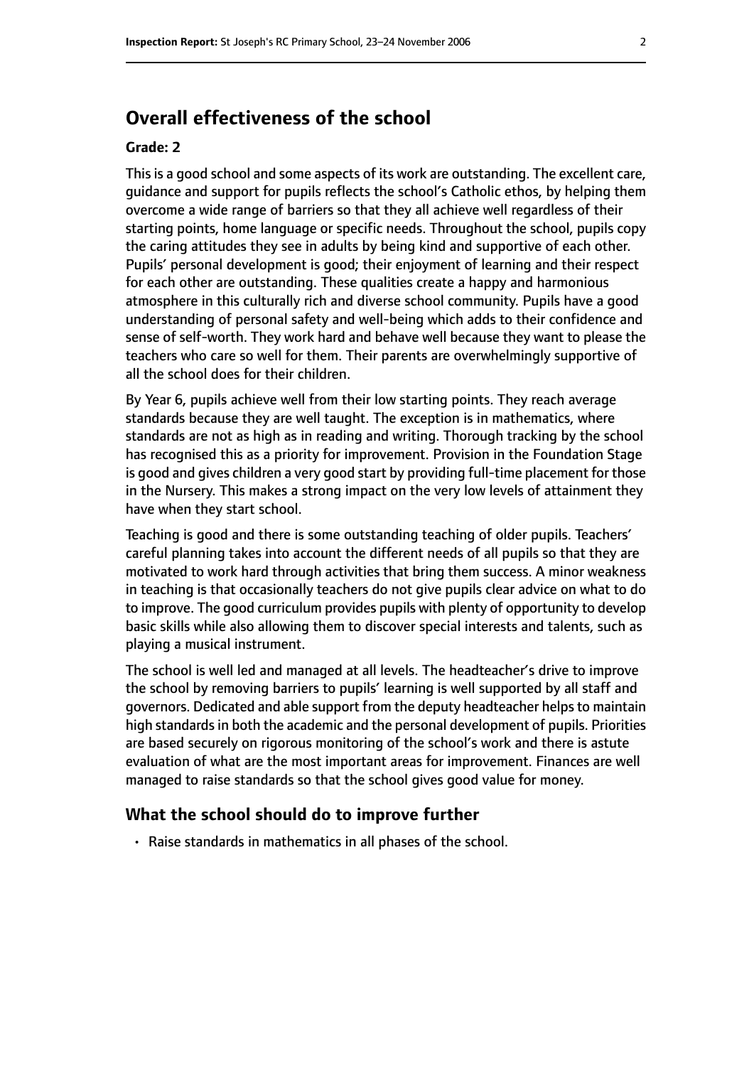## Overall effectiveness of the school

### Grade: 2

This is a good school and some aspects of its work are outstanding. The excellent care, guidance and support for pupils reflects the school's Catholic ethos, by helping them overcome a wide range of barriers so that they all achieve well regardless of their starting points, home language or specific needs. Throughout the school, pupils copy the caring attitudes they see in adults by being kind and supportive of each other. Pupils' personal development is good; their enjoyment of learning and their respect for each other are outstanding. These qualities create a happy and harmonious atmosphere in this culturally rich and diverse school community. Pupils have a good understanding of personal safety and well-being which adds to their confidence and sense of self-worth. They work hard and behave well because they want to please the teachers who care so well for them. Their parents are overwhelmingly supportive of all the school does for their children.

By Year 6, pupils achieve well from their low starting points. They reach average standards because they are well taught. The exception is in mathematics, where standards are not as high as in reading and writing. Thorough tracking by the school has recognised this as a priority for improvement. Provision in the Foundation Stage is good and gives children a very good start by providing full-time placement for those in the Nursery. This makes a strong impact on the very low levels of attainment they have when they start school.

Teaching is good and there is some outstanding teaching of older pupils. Teachers' careful planning takes into account the different needs of all pupils so that they are motivated to work hard through activities that bring them success. A minor weakness in teaching is that occasionally teachers do not give pupils clear advice on what to do to improve. The good curriculum provides pupils with plenty of opportunity to develop basic skills while also allowing them to discover special interests and talents, such as playing a musical instrument.

The school is well led and managed at all levels. The headteacher's drive to improve the school by removing barriers to pupils' learning is well supported by all staff and governors. Dedicated and able support from the deputy headteacher helps to maintain high standards in both the academic and the personal development of pupils. Priorities are based securely on rigorous monitoring of the school's work and there is astute evaluation of what are the most important areas for improvement. Finances are well managed to raise standards so that the school gives good value for money.

## What the school should do to improve further

- Raise standards in mathematics in all phases of the school.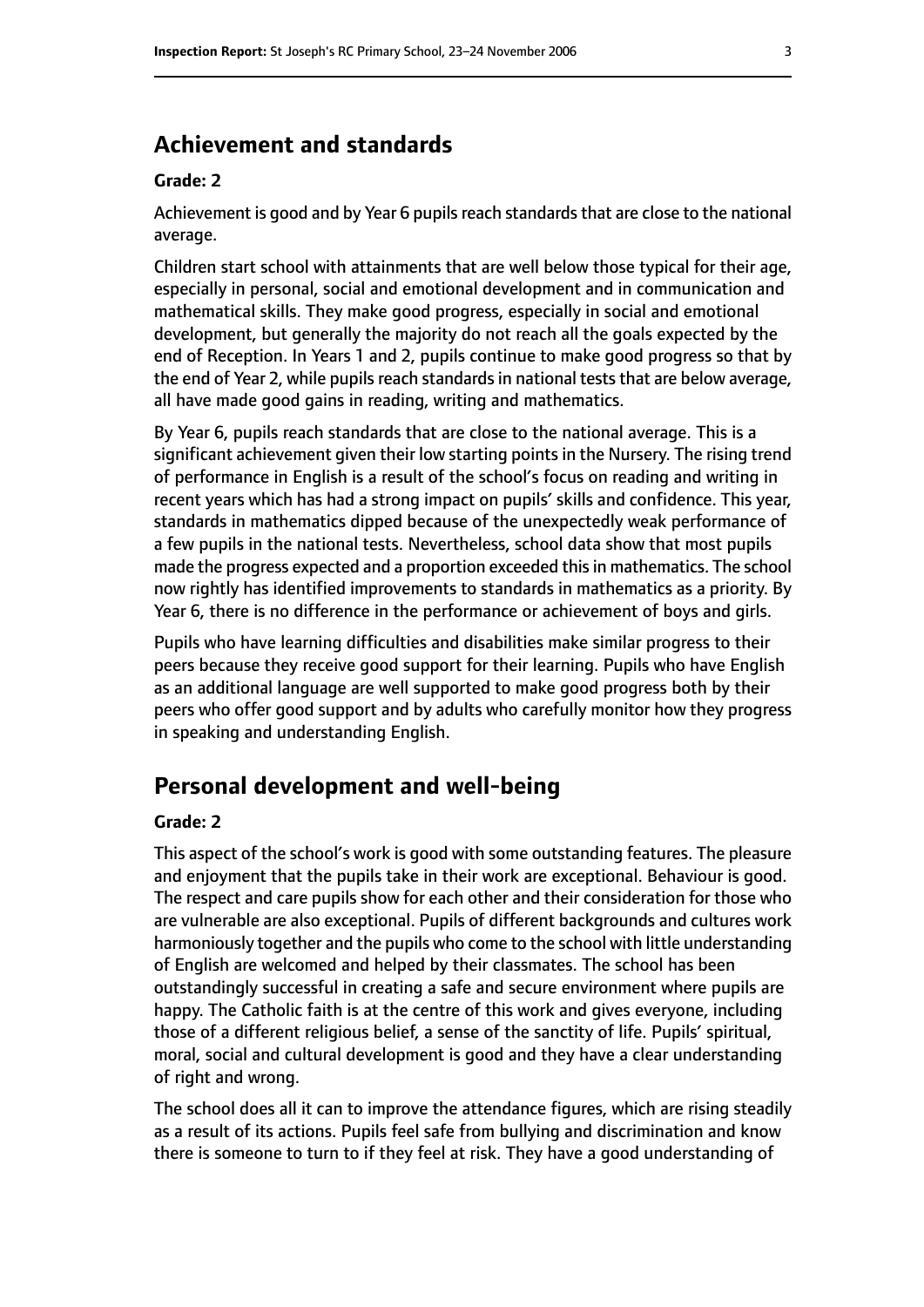## Achievement and standards

**Grade: 2**

Achievement is good and by Year 6 pupils reach standards that are close to the national average.

Children start school with attainments that are well below those typical for their age, especially in personal, social and emotional development and in communication and mathematical skills. They make good progress, especially in social and emotional development, but generally the majority do not reach all the goals expected by the end of Reception. In Years 1 and 2, pupils continue to make good progress so that by the end of Year 2, while pupils reach standards in national tests that are below average, all have made good gains in reading, writing and mathematics.

By Year 6, pupils reach standards that are close to the national average. This is a significant achievement given their low starting points in the Nursery. The rising trend of performance in English is a result of the school's focus on reading and writing in recent years which has had a strong impact on pupils' skills and confidence. This year, standards in mathematics dipped because of the unexpectedly weak performance of a few pupils in the national tests. Nevertheless, school data show that most pupils made the progress expected and a proportion exceeded this in mathematics. The school now rightly has identified improvements to standards in mathematics as a priority. By Year 6, there is no difference in the performance or achievement of boys and girls.

Pupils who have learning difficulties and disabilities make similar progress to their peers because they receive good support for their learning. Pupils who have English as an additional language are well supported to make good progress both by their peers who offer good support and by adults who carefully monitor how they progress in speaking and understanding English.

## Personal development and well-being

**Grade: 2**

This aspect of the school's work is good with some outstanding features. The pleasure and enjoyment that the pupils take in their work are exceptional. Behaviour is good. The respect and care pupils show for each other and their consideration for those who are vulnerable are also exceptional. Pupils of different backgrounds and cultures work harmoniously together and the pupils who come to the school with little understanding of English are welcomed and helped by their classmates. The school has been outstandingly successful in creating a safe and secure environment where pupils are happy. The Catholic faith is at the centre of this work and gives everyone, including those of a different religious belief, a sense of the sanctity of life. Pupils' spiritual, moral, social and cultural development is good and they have a clear understanding of right and wrong.

The school does all it can to improve the attendance figures, which are rising steadily as a result of its actions. Pupils feel safe from bullying and discrimination and know there is someone to turn to if they feel at risk. They have a good understanding of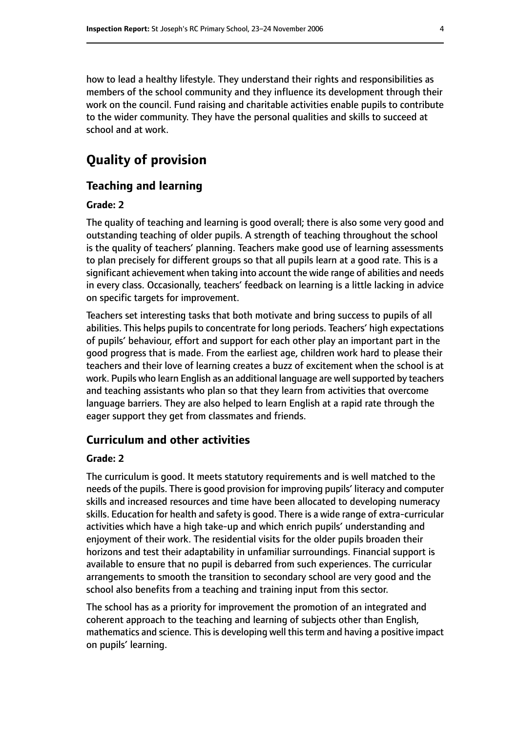how to lead a healthy lifestyle. They understand their rights and responsibilities as members of the school community and they influence its development through their work on the council. Fund raising and charitable activities enable pupils to contribute to the wider community. They have the personal qualities and skills to succeed at school and at work.

# Quality of provision

## Teaching and learning

**Grade: 2**

The quality of teaching and learning is good overall; there is also some very good and outstanding teaching of older pupils. A strength of teaching throughout the school is the quality of teachers' planning. Teachers make good use of learning assessments to plan precisely for different groups so that all pupils learn at a good rate. This is a significant achievement when taking into account the wide range of abilities and needs in every class. Occasionally, teachers' feedback on learning is a little lacking in advice on specific targets for improvement.

Teachers set interesting tasks that both motivate and bring success to pupils of all abilities. This helps pupils to concentrate for long periods. Teachers' high expectations of pupils' behaviour, effort and support for each other play an important part in the good progress that is made. From the earliest age, children work hard to please their teachers and their love of learning creates a buzz of excitement when the school is at work. Pupils who learn English as an additional language are well supported by teachers and teaching assistants who plan so that they learn from activities that overcome language barriers. They are also helped to learn English at a rapid rate through the eager support they get from classmates and friends.

## Curriculum and other activities

**Grade: 2**

The curriculum is good. It meets statutory requirements and is well matched to the needs of the pupils. There is good provision for improving pupils' literacy and computer skills and increased resources and time have been allocated to developing numeracy skills. Education for health and safety is good. There is a wide range of extra-curricular activities which have a high take-up and which enrich pupils' understanding and enjoyment of their work. The residential visits for the older pupils broaden their horizons and test their adaptability in unfamiliar surroundings. Financial support is available to ensure that no pupil is debarred from such experiences. The curricular arrangements to smooth the transition to secondary school are very good and the school also benefits from a teaching and training input from this sector.

The school has as a priority for improvement the promotion of an integrated and coherent approach to the teaching and learning of subjects other than English, mathematics and science. This is developing well this term and having a positive impact on pupils' learning.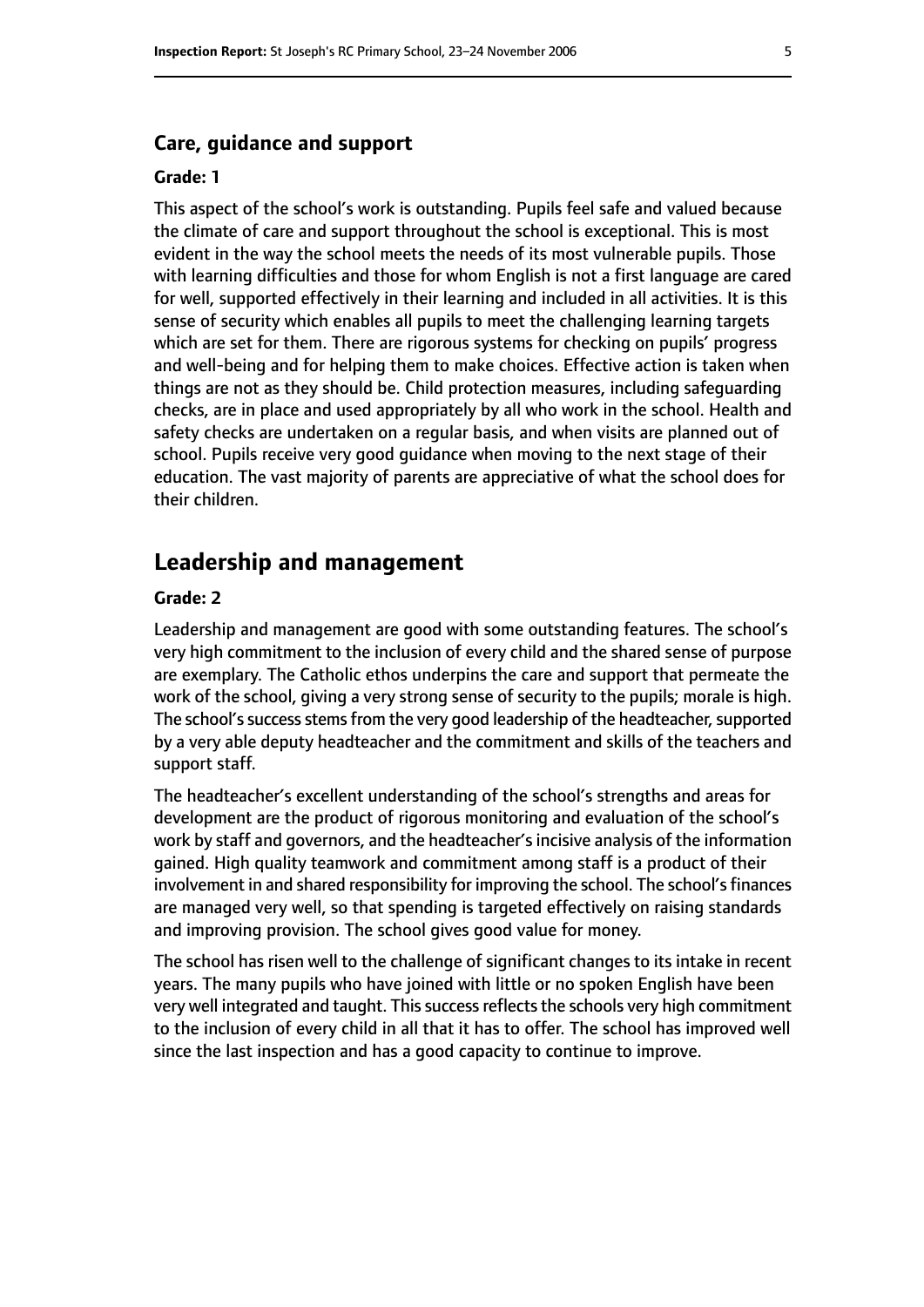### Care, guidance and support

#### Grade: 1

This aspect of the school's work is outstanding. Pupils feel safe and valued because the climate of care and support throughout the school is exceptional. This is most evident in the way the school meets the needs of its most vulnerable pupils. Those with learning difficulties and those for whom English is not a first language are cared for well, supported effectively in their learning and included in all activities. It is this sense of security which enables all pupils to meet the challenging learning targets which are set for them. There are rigorous systems for checking on pupils' progress and well-being and for helping them to make choices. Effective action is taken when things are not as they should be. Child protection measures, including safeguarding checks, are in place and used appropriately by all who work in the school. Health and safety checks are undertaken on a regular basis, and when visits are planned out of school. Pupils receive very good guidance when moving to the next stage of their education. The vast majority of parents are appreciative of what the school does for their children.

## Leadership and management

#### Grade: 2

Leadership and management are good with some outstanding features. The school's very high commitment to the inclusion of every child and the shared sense of purpose are exemplary. The Catholic ethos underpins the care and support that permeate the work of the school, giving a very strong sense of security to the pupils; morale is high. The school's success stems from the very good leadership of the headteacher, supported by a very able deputy headteacher and the commitment and skills of the teachers and support staff.

The headteacher's excellent understanding of the school's strengths and areas for development are the product of rigorous monitoring and evaluation of the school's work by staff and governors, and the headteacher's incisive analysis of the information gained. High quality teamwork and commitment among staff is a product of their involvement in and shared responsibility for improving the school. The school's finances are managed very well, so that spending is targeted effectively on raising standards and improving provision. The school gives good value for money.

The school has risen well to the challenge of significant changes to its intake in recent years. The many pupils who have joined with little or no spoken English have been very well integrated and taught. This success reflects the schools very high commitment to the inclusion of every child in all that it has to offer. The school has improved well since the last inspection and has a good capacity to continue to improve.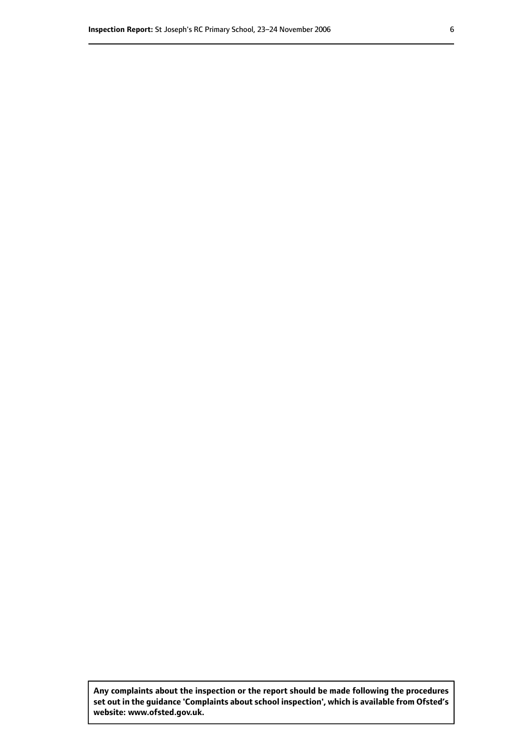**Any complaints about the inspection or the report should be made following the procedures set out in the guidance 'Complaints about school inspection', which is available from Ofsted's website: www.ofsted.gov.uk.**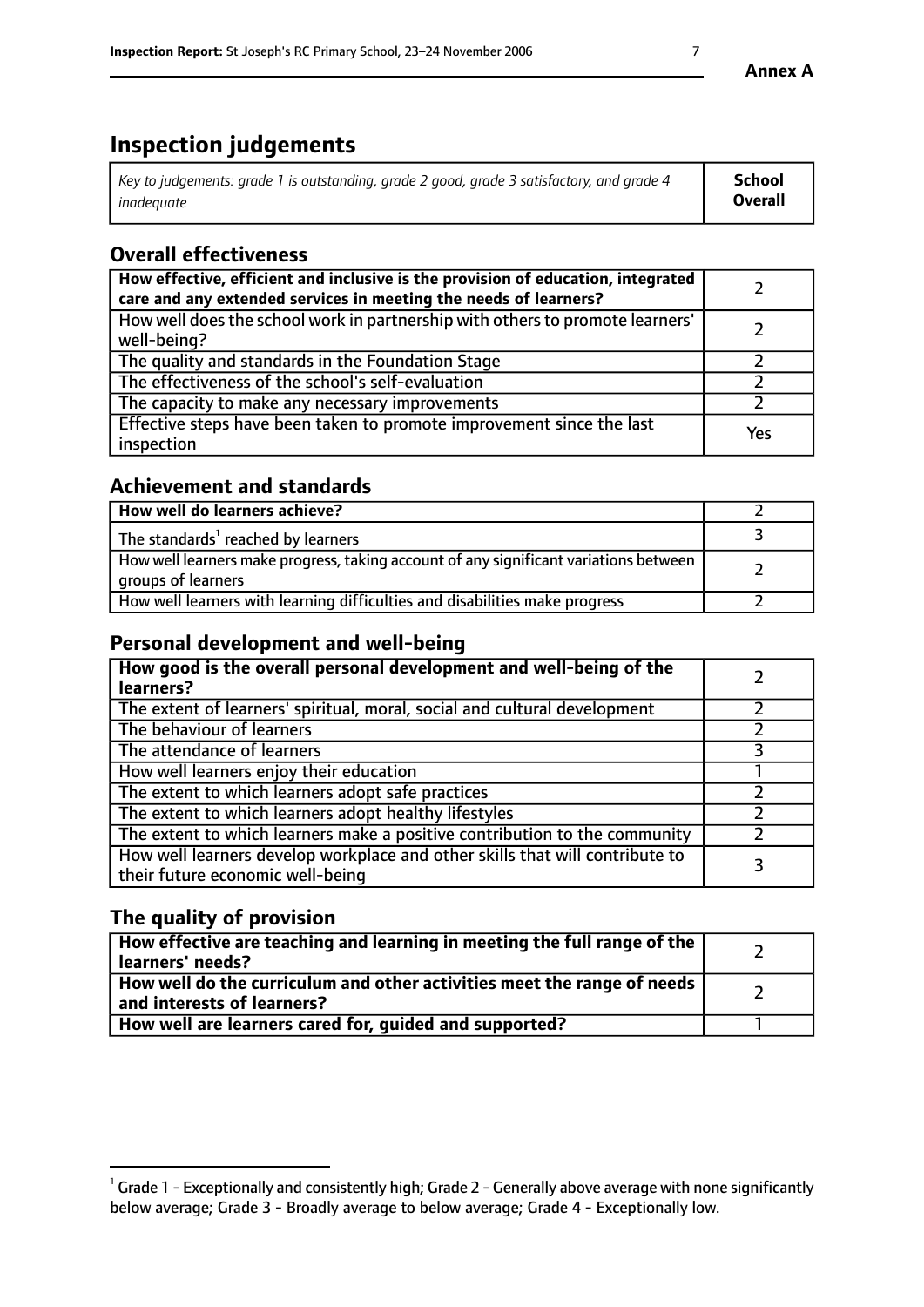**Annex A**

# Inspection judgements

| *Key to judgements: grade 1 is outstanding, grade 2 good, grade 3 satisfactory, and grade 4 inadequate* | **School Overall** |
|---|---|

## Overall effectiveness

| | |
|---|---|
| **How effective, efficient and inclusive is the provision of education, integrated care and any extended services in meeting the needs of learners?** | 2 |
| How well does the school work in partnership with others to promote learners' well-being? | 2 |
| The quality and standards in the Foundation Stage | 2 |
| The effectiveness of the school's self-evaluation | 2 |
| The capacity to make any necessary improvements | 2 |
| Effective steps have been taken to promote improvement since the last inspection | Yes |

## Achievement and standards

| | |
|---|---|
| **How well do learners achieve?** | 2 |
| The standards[1] reached by learners | 3 |
| How well learners make progress, taking account of any significant variations between groups of learners | 2 |
| How well learners with learning difficulties and disabilities make progress | 2 |

## Personal development and well-being

| | |
|---|---|
| **How good is the overall personal development and well-being of the learners?** | 2 |
| The extent of learners' spiritual, moral, social and cultural development | 2 |
| The behaviour of learners | 2 |
| The attendance of learners | 3 |
| How well learners enjoy their education | 1 |
| The extent to which learners adopt safe practices | 2 |
| The extent to which learners adopt healthy lifestyles | 2 |
| The extent to which learners make a positive contribution to the community | 2 |
| How well learners develop workplace and other skills that will contribute to their future economic well-being | 3 |

## The quality of provision

| | |
|---|---|
| **How effective are teaching and learning in meeting the full range of the learners' needs?** | 2 |
| **How well do the curriculum and other activities meet the range of needs and interests of learners?** | 2 |
| **How well are learners cared for, guided and supported?** | 1 |

[1] Grade 1 - Exceptionally and consistently high; Grade 2 - Generally above average with none significantly below average; Grade 3 - Broadly average to below average; Grade 4 - Exceptionally low.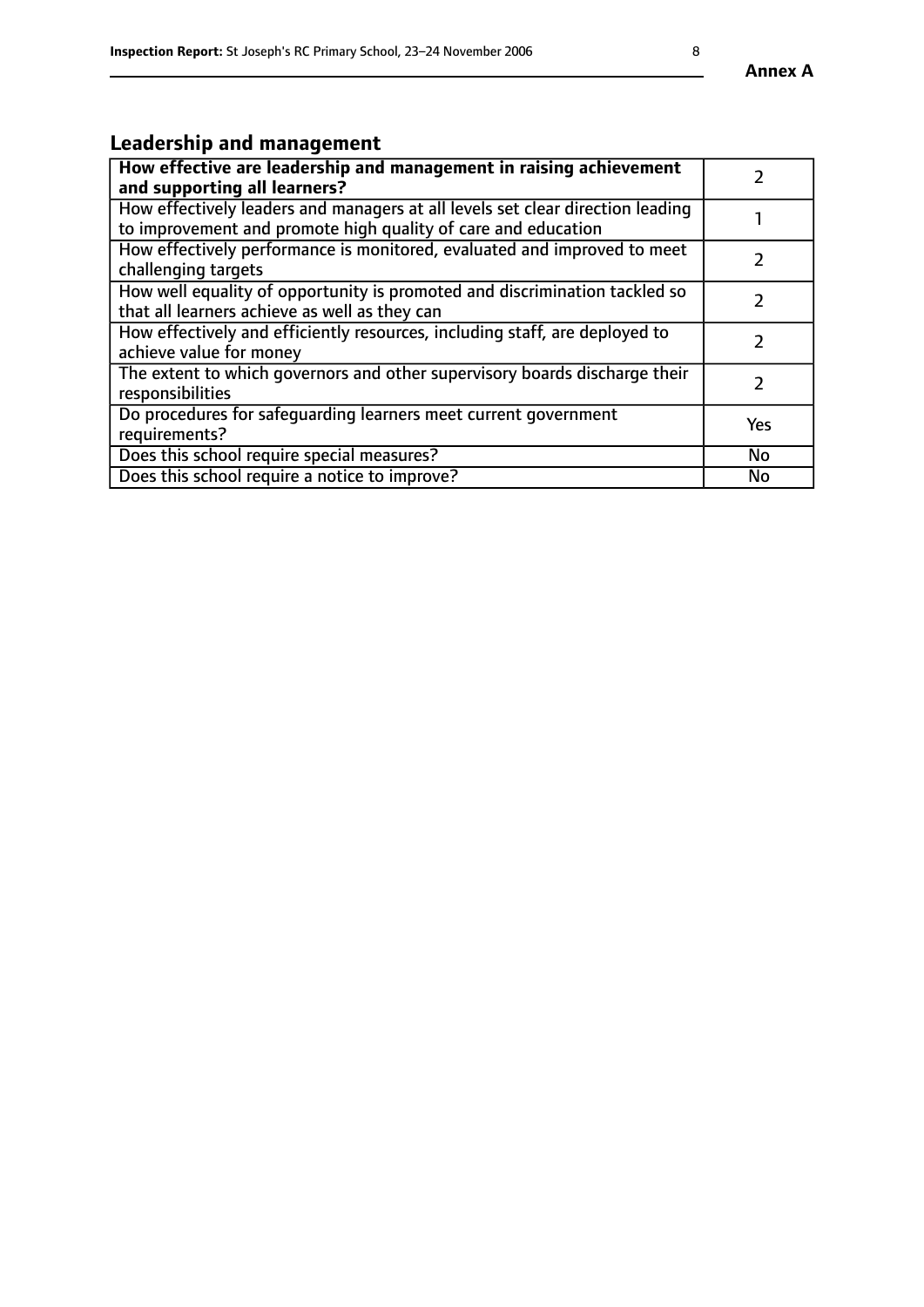## Leadership and management

| **How effective are leadership and management in raising achievement and supporting all learners?** | 2 |
| --- | --- |
| How effectively leaders and managers at all levels set clear direction leading to improvement and promote high quality of care and education | 1 |
| How effectively performance is monitored, evaluated and improved to meet challenging targets | 2 |
| How well equality of opportunity is promoted and discrimination tackled so that all learners achieve as well as they can | 2 |
| How effectively and efficiently resources, including staff, are deployed to achieve value for money | 2 |
| The extent to which governors and other supervisory boards discharge their responsibilities | 2 |
| Do procedures for safeguarding learners meet current government requirements? | Yes |
| Does this school require special measures? | No |
| Does this school require a notice to improve? | No |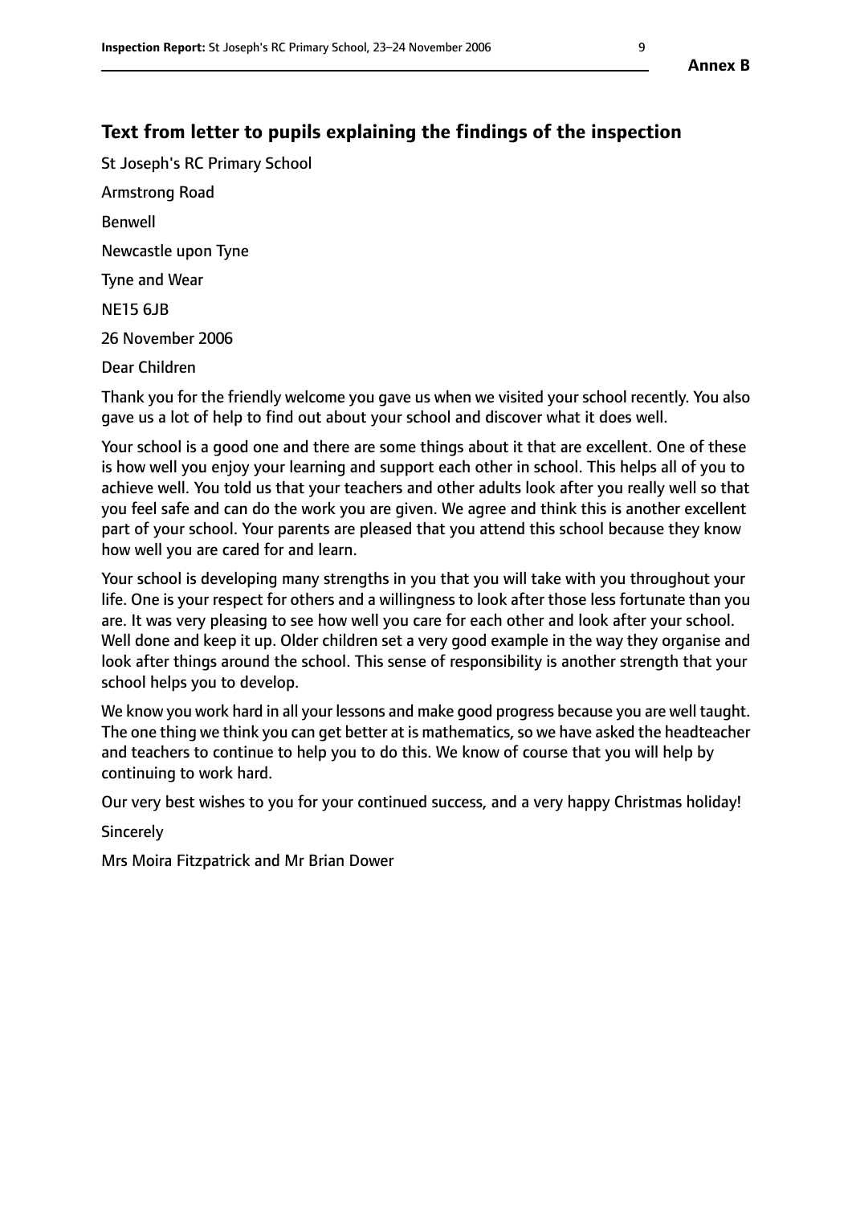## Text from letter to pupils explaining the findings of the inspection

St Joseph's RC Primary School

Armstrong Road

Benwell

Newcastle upon Tyne

Tyne and Wear

NE15 6JB

26 November 2006

Dear Children

Thank you for the friendly welcome you gave us when we visited your school recently. You also gave us a lot of help to find out about your school and discover what it does well.

Your school is a good one and there are some things about it that are excellent. One of these is how well you enjoy your learning and support each other in school. This helps all of you to achieve well. You told us that your teachers and other adults look after you really well so that you feel safe and can do the work you are given. We agree and think this is another excellent part of your school. Your parents are pleased that you attend this school because they know how well you are cared for and learn.

Your school is developing many strengths in you that you will take with you throughout your life. One is your respect for others and a willingness to look after those less fortunate than you are. It was very pleasing to see how well you care for each other and look after your school. Well done and keep it up. Older children set a very good example in the way they organise and look after things around the school. This sense of responsibility is another strength that your school helps you to develop.

We know you work hard in all your lessons and make good progress because you are well taught. The one thing we think you can get better at is mathematics, so we have asked the headteacher and teachers to continue to help you to do this. We know of course that you will help by continuing to work hard.

Our very best wishes to you for your continued success, and a very happy Christmas holiday!

Sincerely

Mrs Moira Fitzpatrick and Mr Brian Dower